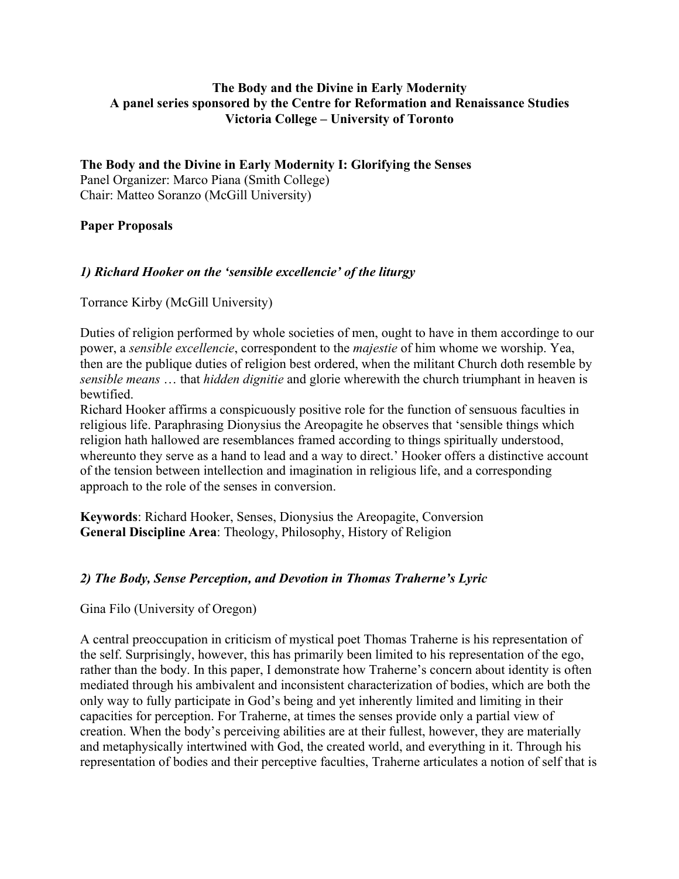**The Body and the Divine in Early Modernity**
**A panel series sponsored by the Centre for Reformation and Renaissance Studies**
**Victoria College – University of Toronto**

**The Body and the Divine in Early Modernity I: Glorifying the Senses**
Panel Organizer: Marco Piana (Smith College)
Chair: Matteo Soranzo (McGill University)

**Paper Proposals**

### *1) Richard Hooker on the 'sensible excellencie' of the liturgy*

Torrance Kirby (McGill University)

Duties of religion performed by whole societies of men, ought to have in them accordinge to our power, a *sensible excellencie*, correspondent to the *majestie* of him whome we worship. Yea, then are the publique duties of religion best ordered, when the militant Church doth resemble by *sensible means* … that *hidden dignitie* and glorie wherewith the church triumphant in heaven is bewtified.
Richard Hooker affirms a conspicuously positive role for the function of sensuous faculties in religious life. Paraphrasing Dionysius the Areopagite he observes that 'sensible things which religion hath hallowed are resemblances framed according to things spiritually understood, whereunto they serve as a hand to lead and a way to direct.' Hooker offers a distinctive account of the tension between intellection and imagination in religious life, and a corresponding approach to the role of the senses in conversion.

**Keywords**: Richard Hooker, Senses, Dionysius the Areopagite, Conversion
**General Discipline Area**: Theology, Philosophy, History of Religion

### *2) The Body, Sense Perception, and Devotion in Thomas Traherne's Lyric*

Gina Filo (University of Oregon)

A central preoccupation in criticism of mystical poet Thomas Traherne is his representation of the self. Surprisingly, however, this has primarily been limited to his representation of the ego, rather than the body. In this paper, I demonstrate how Traherne's concern about identity is often mediated through his ambivalent and inconsistent characterization of bodies, which are both the only way to fully participate in God's being and yet inherently limited and limiting in their capacities for perception. For Traherne, at times the senses provide only a partial view of creation. When the body's perceiving abilities are at their fullest, however, they are materially and metaphysically intertwined with God, the created world, and everything in it. Through his representation of bodies and their perceptive faculties, Traherne articulates a notion of self that is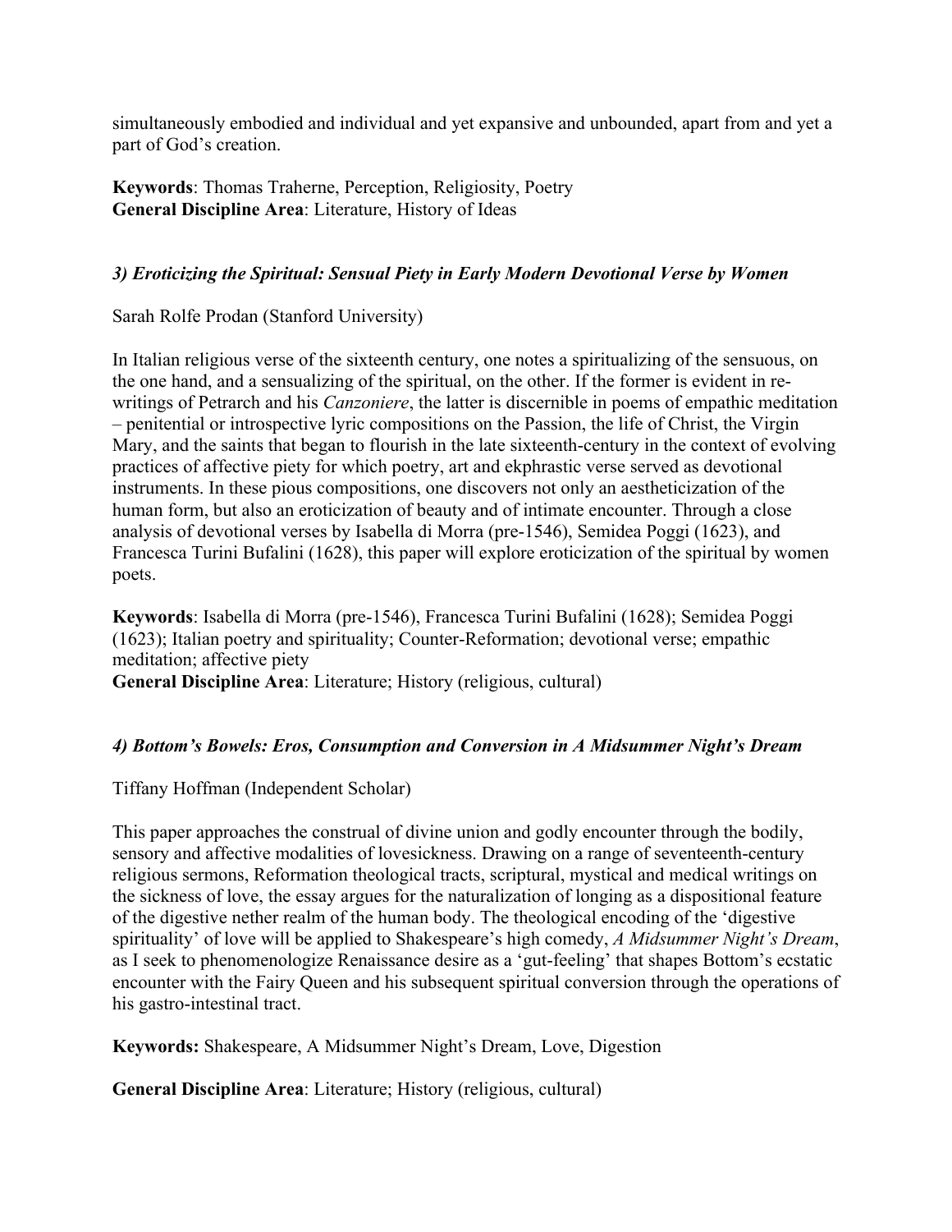simultaneously embodied and individual and yet expansive and unbounded, apart from and yet a part of God's creation.

**Keywords**: Thomas Traherne, Perception, Religiosity, Poetry
**General Discipline Area**: Literature, History of Ideas

### *3) Eroticizing the Spiritual: Sensual Piety in Early Modern Devotional Verse by Women*

Sarah Rolfe Prodan (Stanford University)

In Italian religious verse of the sixteenth century, one notes a spiritualizing of the sensuous, on the one hand, and a sensualizing of the spiritual, on the other. If the former is evident in re-writings of Petrarch and his *Canzoniere*, the latter is discernible in poems of empathic meditation – penitential or introspective lyric compositions on the Passion, the life of Christ, the Virgin Mary, and the saints that began to flourish in the late sixteenth-century in the context of evolving practices of affective piety for which poetry, art and ekphrastic verse served as devotional instruments. In these pious compositions, one discovers not only an aestheticization of the human form, but also an eroticization of beauty and of intimate encounter. Through a close analysis of devotional verses by Isabella di Morra (pre-1546), Semidea Poggi (1623), and Francesca Turini Bufalini (1628), this paper will explore eroticization of the spiritual by women poets.

**Keywords**: Isabella di Morra (pre-1546), Francesca Turini Bufalini (1628); Semidea Poggi (1623); Italian poetry and spirituality; Counter-Reformation; devotional verse; empathic meditation; affective piety
**General Discipline Area**: Literature; History (religious, cultural)

### *4) Bottom's Bowels: Eros, Consumption and Conversion in A Midsummer Night's Dream*

Tiffany Hoffman (Independent Scholar)

This paper approaches the construal of divine union and godly encounter through the bodily, sensory and affective modalities of lovesickness. Drawing on a range of seventeenth-century religious sermons, Reformation theological tracts, scriptural, mystical and medical writings on the sickness of love, the essay argues for the naturalization of longing as a dispositional feature of the digestive nether realm of the human body. The theological encoding of the 'digestive spirituality' of love will be applied to Shakespeare's high comedy, *A Midsummer Night's Dream*, as I seek to phenomenologize Renaissance desire as a 'gut-feeling' that shapes Bottom's ecstatic encounter with the Fairy Queen and his subsequent spiritual conversion through the operations of his gastro-intestinal tract.

**Keywords:** Shakespeare, A Midsummer Night's Dream, Love, Digestion

**General Discipline Area**: Literature; History (religious, cultural)